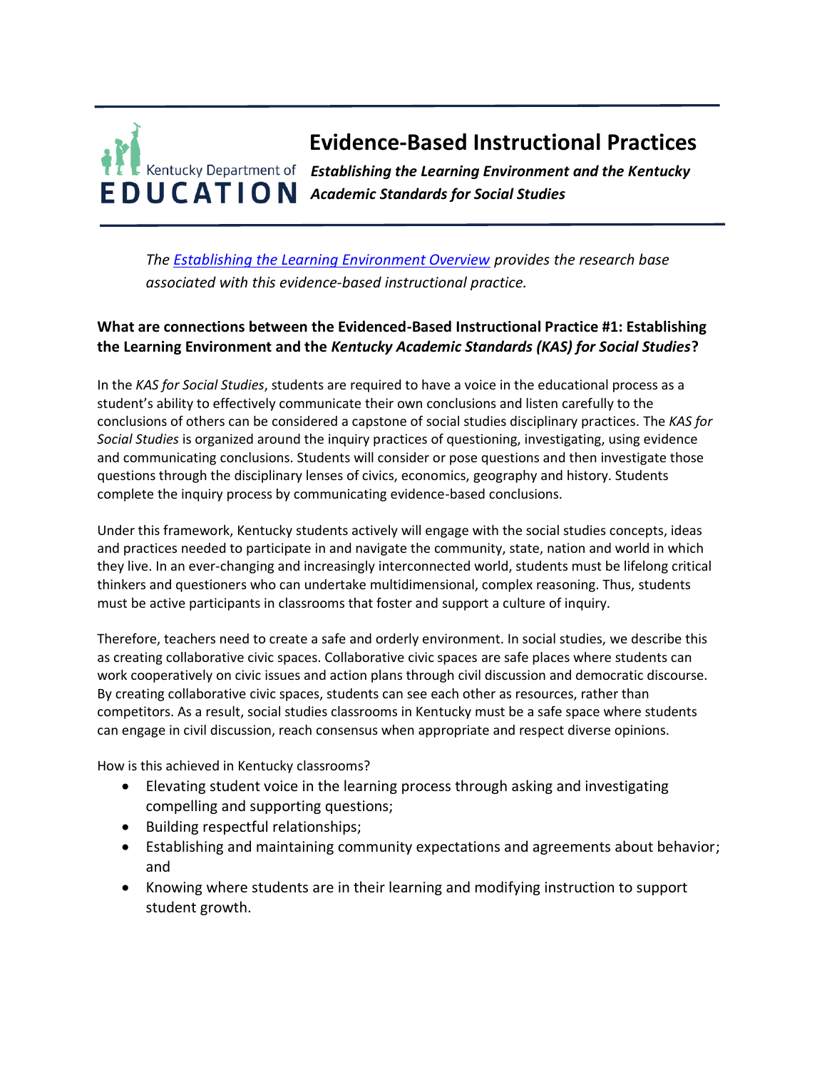# Evidence-Based Instructional Practices

***Establishing the Learning Environment and the Kentucky Academic Standards for Social Studies***

*The [Establishing the Learning Environment Overview]() provides the research base associated with this evidence-based instructional practice.*

### What are connections between the Evidenced-Based Instructional Practice #1: Establishing the Learning Environment and the *Kentucky Academic Standards (KAS) for Social Studies*?

In the *KAS for Social Studies*, students are required to have a voice in the educational process as a student's ability to effectively communicate their own conclusions and listen carefully to the conclusions of others can be considered a capstone of social studies disciplinary practices. The *KAS for Social Studies* is organized around the inquiry practices of questioning, investigating, using evidence and communicating conclusions. Students will consider or pose questions and then investigate those questions through the disciplinary lenses of civics, economics, geography and history. Students complete the inquiry process by communicating evidence-based conclusions.

Under this framework, Kentucky students actively will engage with the social studies concepts, ideas and practices needed to participate in and navigate the community, state, nation and world in which they live. In an ever-changing and increasingly interconnected world, students must be lifelong critical thinkers and questioners who can undertake multidimensional, complex reasoning. Thus, students must be active participants in classrooms that foster and support a culture of inquiry.

Therefore, teachers need to create a safe and orderly environment. In social studies, we describe this as creating collaborative civic spaces. Collaborative civic spaces are safe places where students can work cooperatively on civic issues and action plans through civil discussion and democratic discourse. By creating collaborative civic spaces, students can see each other as resources, rather than competitors. As a result, social studies classrooms in Kentucky must be a safe space where students can engage in civil discussion, reach consensus when appropriate and respect diverse opinions.

How is this achieved in Kentucky classrooms?

- Elevating student voice in the learning process through asking and investigating compelling and supporting questions;
- Building respectful relationships;
- Establishing and maintaining community expectations and agreements about behavior; and
- Knowing where students are in their learning and modifying instruction to support student growth.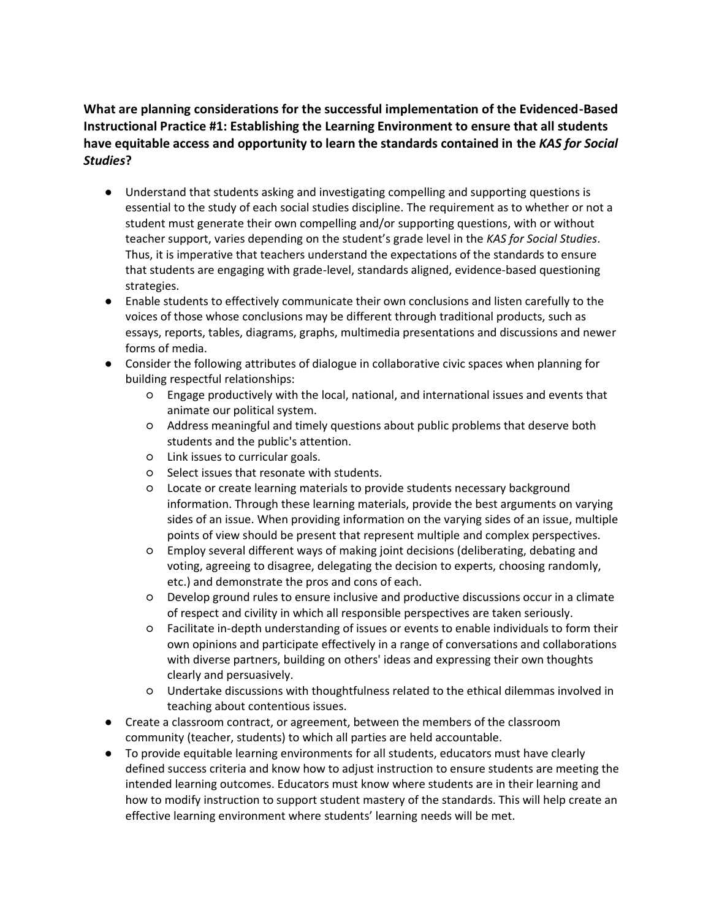**What are planning considerations for the successful implementation of the Evidenced-Based Instructional Practice #1: Establishing the Learning Environment to ensure that all students have equitable access and opportunity to learn the standards contained in the *KAS for Social Studies*?**

- Understand that students asking and investigating compelling and supporting questions is essential to the study of each social studies discipline. The requirement as to whether or not a student must generate their own compelling and/or supporting questions, with or without teacher support, varies depending on the student's grade level in the *KAS for Social Studies*. Thus, it is imperative that teachers understand the expectations of the standards to ensure that students are engaging with grade-level, standards aligned, evidence-based questioning strategies.
- Enable students to effectively communicate their own conclusions and listen carefully to the voices of those whose conclusions may be different through traditional products, such as essays, reports, tables, diagrams, graphs, multimedia presentations and discussions and newer forms of media.
- Consider the following attributes of dialogue in collaborative civic spaces when planning for building respectful relationships:
    - Engage productively with the local, national, and international issues and events that animate our political system.
    - Address meaningful and timely questions about public problems that deserve both students and the public's attention.
    - Link issues to curricular goals.
    - Select issues that resonate with students.
    - Locate or create learning materials to provide students necessary background information. Through these learning materials, provide the best arguments on varying sides of an issue. When providing information on the varying sides of an issue, multiple points of view should be present that represent multiple and complex perspectives.
    - Employ several different ways of making joint decisions (deliberating, debating and voting, agreeing to disagree, delegating the decision to experts, choosing randomly, etc.) and demonstrate the pros and cons of each.
    - Develop ground rules to ensure inclusive and productive discussions occur in a climate of respect and civility in which all responsible perspectives are taken seriously.
    - Facilitate in-depth understanding of issues or events to enable individuals to form their own opinions and participate effectively in a range of conversations and collaborations with diverse partners, building on others' ideas and expressing their own thoughts clearly and persuasively.
    - Undertake discussions with thoughtfulness related to the ethical dilemmas involved in teaching about contentious issues.
- Create a classroom contract, or agreement, between the members of the classroom community (teacher, students) to which all parties are held accountable.
- To provide equitable learning environments for all students, educators must have clearly defined success criteria and know how to adjust instruction to ensure students are meeting the intended learning outcomes. Educators must know where students are in their learning and how to modify instruction to support student mastery of the standards. This will help create an effective learning environment where students' learning needs will be met.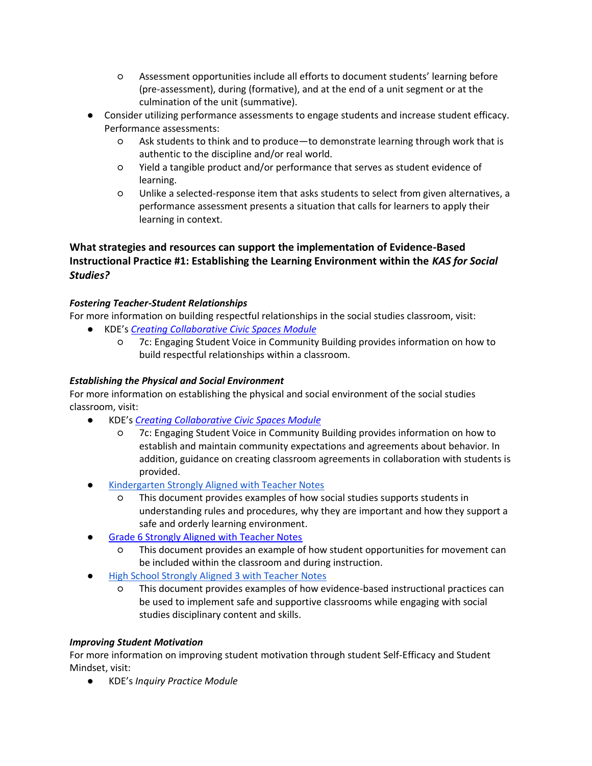- Assessment opportunities include all efforts to document students' learning before (pre-assessment), during (formative), and at the end of a unit segment or at the culmination of the unit (summative).
- Consider utilizing performance assessments to engage students and increase student efficacy. Performance assessments:
  - Ask students to think and to produce—to demonstrate learning through work that is authentic to the discipline and/or real world.
  - Yield a tangible product and/or performance that serves as student evidence of learning.
  - Unlike a selected-response item that asks students to select from given alternatives, a performance assessment presents a situation that calls for learners to apply their learning in context.

### What strategies and resources can support the implementation of Evidence-Based Instructional Practice #1: Establishing the Learning Environment within the *KAS for Social Studies?*

#### *Fostering Teacher-Student Relationships*

For more information on building respectful relationships in the social studies classroom, visit:

- KDE's *Creating Collaborative Civic Spaces Module*
  - 7c: Engaging Student Voice in Community Building provides information on how to build respectful relationships within a classroom.

#### *Establishing the Physical and Social Environment*

For more information on establishing the physical and social environment of the social studies classroom, visit:

- KDE's *Creating Collaborative Civic Spaces Module*
  - 7c: Engaging Student Voice in Community Building provides information on how to establish and maintain community expectations and agreements about behavior. In addition, guidance on creating classroom agreements in collaboration with students is provided.
- Kindergarten Strongly Aligned with Teacher Notes
  - This document provides examples of how social studies supports students in understanding rules and procedures, why they are important and how they support a safe and orderly learning environment.
- Grade 6 Strongly Aligned with Teacher Notes
  - This document provides an example of how student opportunities for movement can be included within the classroom and during instruction.
- High School Strongly Aligned 3 with Teacher Notes
  - This document provides examples of how evidence-based instructional practices can be used to implement safe and supportive classrooms while engaging with social studies disciplinary content and skills.

#### *Improving Student Motivation*

For more information on improving student motivation through student Self-Efficacy and Student Mindset, visit:

- KDE's *Inquiry Practice Module*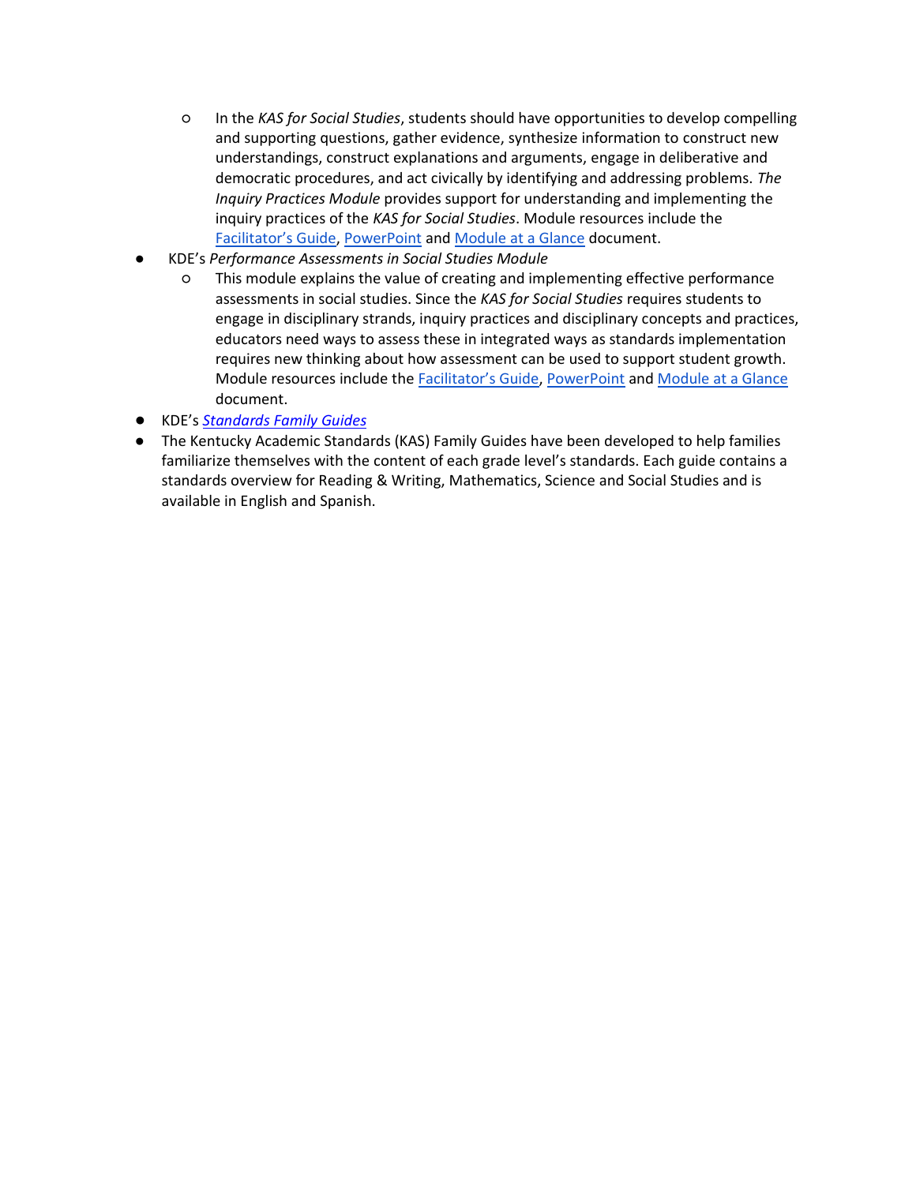- In the *KAS for Social Studies*, students should have opportunities to develop compelling and supporting questions, gather evidence, synthesize information to construct new understandings, construct explanations and arguments, engage in deliberative and democratic procedures, and act civically by identifying and addressing problems. *The Inquiry Practices Module* provides support for understanding and implementing the inquiry practices of the *KAS for Social Studies*. Module resources include the Facilitator's Guide, PowerPoint and Module at a Glance document.
- KDE's *Performance Assessments in Social Studies Module*
    - This module explains the value of creating and implementing effective performance assessments in social studies. Since the *KAS for Social Studies* requires students to engage in disciplinary strands, inquiry practices and disciplinary concepts and practices, educators need ways to assess these in integrated ways as standards implementation requires new thinking about how assessment can be used to support student growth. Module resources include the Facilitator's Guide, PowerPoint and Module at a Glance document.
- KDE's *Standards Family Guides*
- The Kentucky Academic Standards (KAS) Family Guides have been developed to help families familiarize themselves with the content of each grade level's standards. Each guide contains a standards overview for Reading & Writing, Mathematics, Science and Social Studies and is available in English and Spanish.